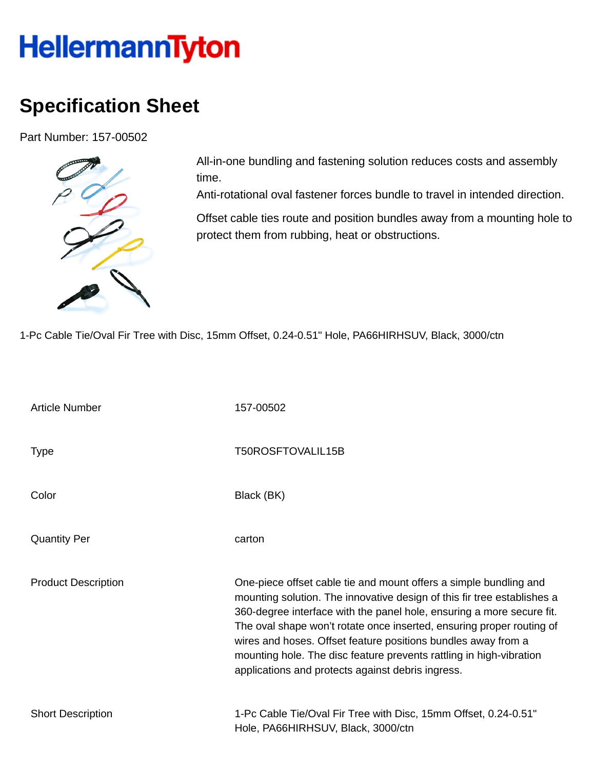# HellermannTyton

## Specification Sheet

Part Number: 157-00502

All-in-one bundling and fastening solution reduces costs and assembly time.
Anti-rotational oval fastener forces bundle to travel in intended direction.

Offset cable ties route and position bundles away from a mounting hole to protect them from rubbing, heat or obstructions.

1-Pc Cable Tie/Oval Fir Tree with Disc, 15mm Offset, 0.24-0.51" Hole, PA66HIRHSUV, Black, 3000/ctn

| | |
|---|---|
| Article Number | 157-00502 |
| Type | T50ROSFTOVALIL15B |
| Color | Black (BK) |
| Quantity Per | carton |
| Product Description | One-piece offset cable tie and mount offers a simple bundling and mounting solution. The innovative design of this fir tree establishes a 360-degree interface with the panel hole, ensuring a more secure fit. The oval shape won't rotate once inserted, ensuring proper routing of wires and hoses. Offset feature positions bundles away from a mounting hole. The disc feature prevents rattling in high-vibration applications and protects against debris ingress. |
| Short Description | 1-Pc Cable Tie/Oval Fir Tree with Disc, 15mm Offset, 0.24-0.51" Hole, PA66HIRHSUV, Black, 3000/ctn |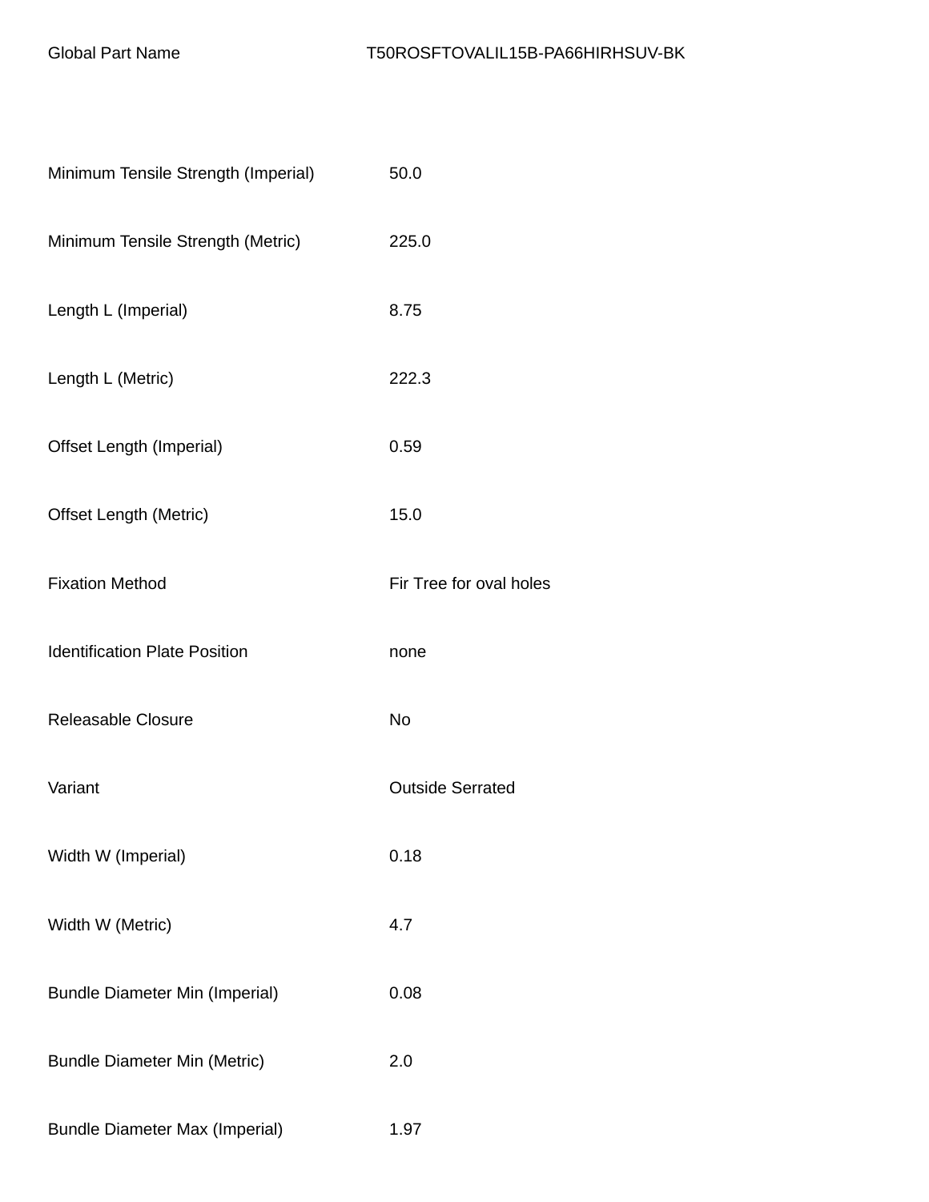| Global Part Name | T50ROSFTOVALIL15B-PA66HIRHSUV-BK |
| --- | --- |
| Minimum Tensile Strength (Imperial) | 50.0 |
| Minimum Tensile Strength (Metric) | 225.0 |
| Length L (Imperial) | 8.75 |
| Length L (Metric) | 222.3 |
| Offset Length (Imperial) | 0.59 |
| Offset Length (Metric) | 15.0 |
| Fixation Method | Fir Tree for oval holes |
| Identification Plate Position | none |
| Releasable Closure | No |
| Variant | Outside Serrated |
| Width W (Imperial) | 0.18 |
| Width W (Metric) | 4.7 |
| Bundle Diameter Min (Imperial) | 0.08 |
| Bundle Diameter Min (Metric) | 2.0 |
| Bundle Diameter Max (Imperial) | 1.97 |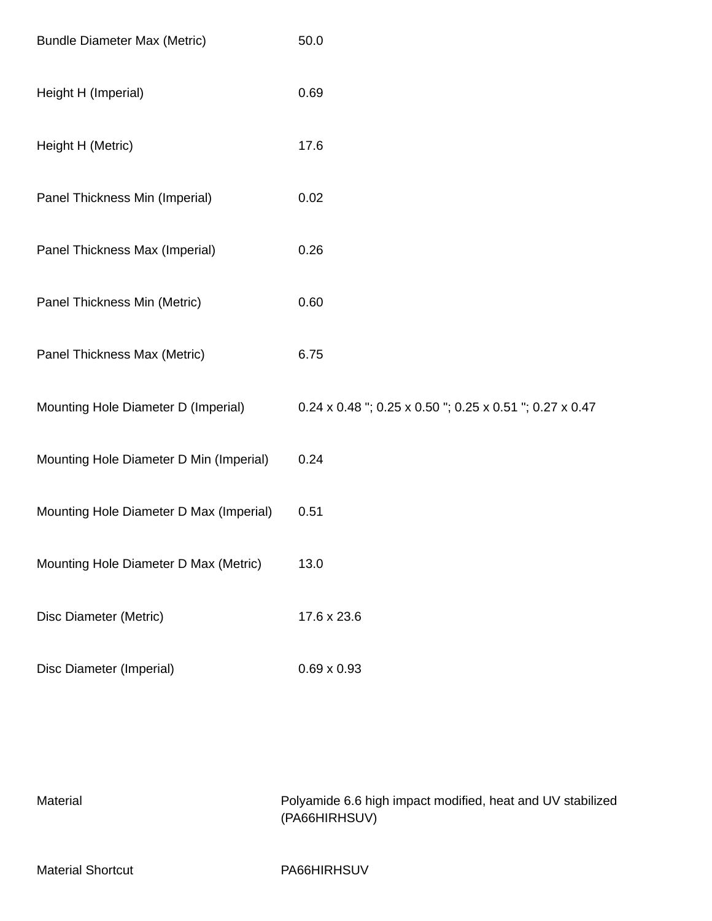| | |
|---|---|
| Bundle Diameter Max (Metric) | 50.0 |
| Height H (Imperial) | 0.69 |
| Height H (Metric) | 17.6 |
| Panel Thickness Min (Imperial) | 0.02 |
| Panel Thickness Max (Imperial) | 0.26 |
| Panel Thickness Min (Metric) | 0.60 |
| Panel Thickness Max (Metric) | 6.75 |
| Mounting Hole Diameter D (Imperial) | 0.24 x 0.48 "; 0.25 x 0.50 "; 0.25 x 0.51 "; 0.27 x 0.47 |
| Mounting Hole Diameter D Min (Imperial) | 0.24 |
| Mounting Hole Diameter D Max (Imperial) | 0.51 |
| Mounting Hole Diameter D Max (Metric) | 13.0 |
| Disc Diameter (Metric) | 17.6 x 23.6 |
| Disc Diameter (Imperial) | 0.69 x 0.93 |

| | |
|---|---|
| Material | Polyamide 6.6 high impact modified, heat and UV stabilized (PA66HIRHSUV) |
| Material Shortcut | PA66HIRHSUV |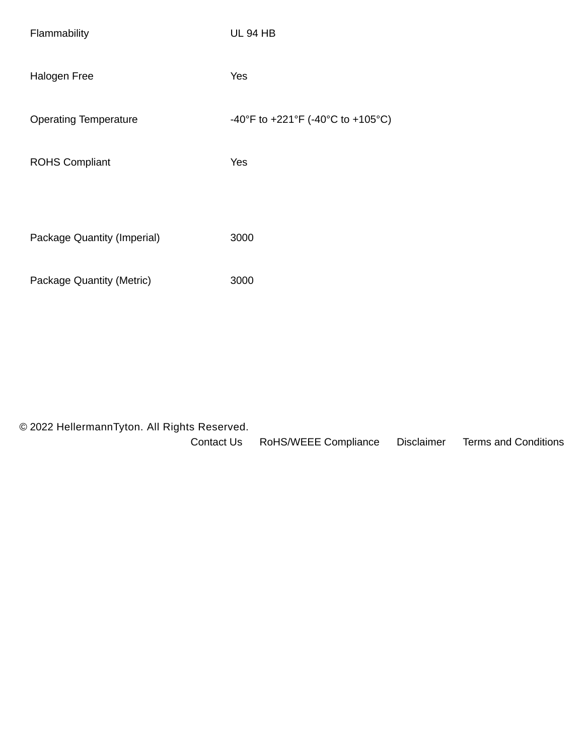| | |
|---|---|
| Flammability | UL 94 HB |
| Halogen Free | Yes |
| Operating Temperature | -40°F to +221°F (-40°C to +105°C) |
| ROHS Compliant | Yes |

| | |
|---|---|
| Package Quantity (Imperial) | 3000 |
| Package Quantity (Metric) | 3000 |

© 2022 HellermannTyton. All Rights Reserved.

Contact Us RoHS/WEEE Compliance Disclaimer Terms and Conditions